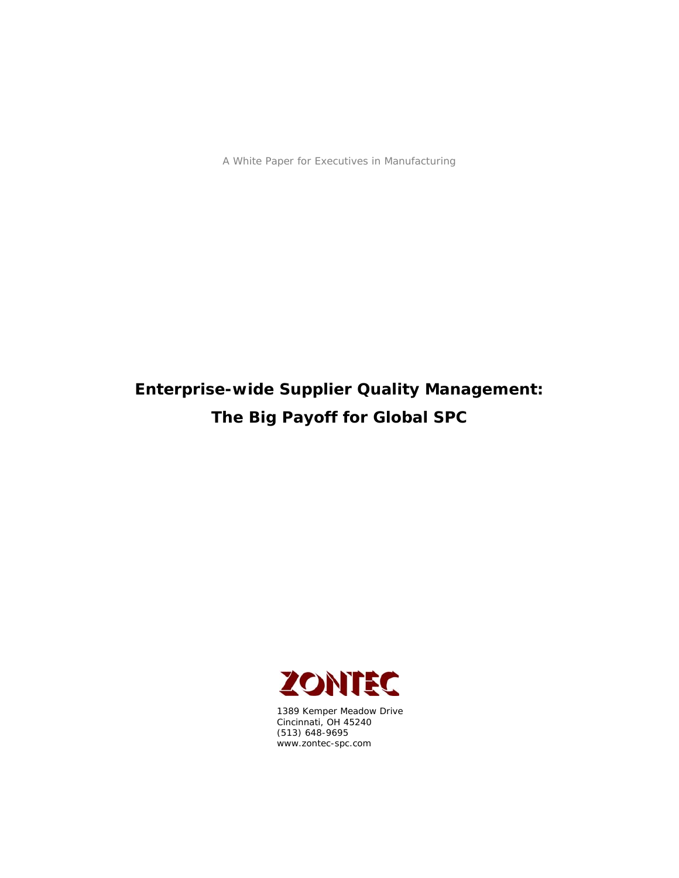A White Paper for Executives in Manufacturing

# Enterprise-wide Supplier Quality Management: The Big Payoff for Global SPC

ZONTEC

1389 Kemper Meadow Drive
Cincinnati, OH 45240
(513) 648-9695
www.zontec-spc.com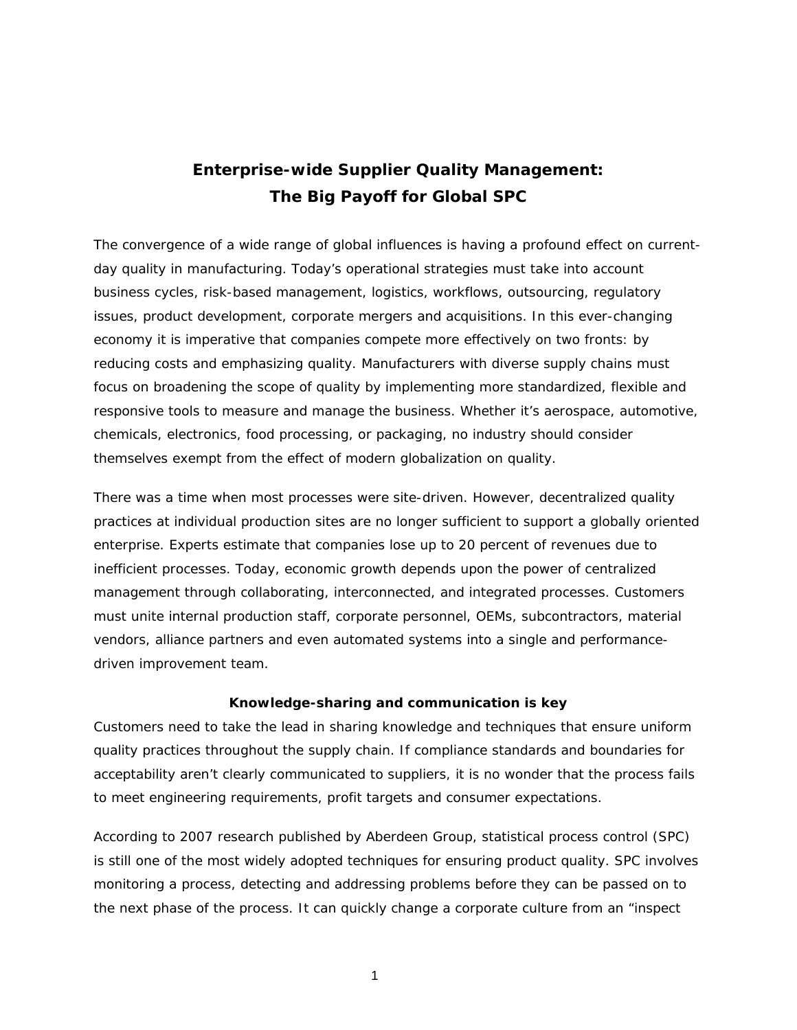# Enterprise-wide Supplier Quality Management: The Big Payoff for Global SPC

The convergence of a wide range of global influences is having a profound effect on current-day quality in manufacturing. Today's operational strategies must take into account business cycles, risk-based management, logistics, workflows, outsourcing, regulatory issues, product development, corporate mergers and acquisitions. In this ever-changing economy it is imperative that companies compete more effectively on two fronts: by reducing costs and emphasizing quality. Manufacturers with diverse supply chains must focus on broadening the scope of quality by implementing more standardized, flexible and responsive tools to measure and manage the business. Whether it's aerospace, automotive, chemicals, electronics, food processing, or packaging, no industry should consider themselves exempt from the effect of modern globalization on quality.

There was a time when most processes were site-driven. However, decentralized quality practices at individual production sites are no longer sufficient to support a globally oriented enterprise. Experts estimate that companies lose up to 20 percent of revenues due to inefficient processes. Today, economic growth depends upon the power of centralized management through collaborating, interconnected, and integrated processes. Customers must unite internal production staff, corporate personnel, OEMs, subcontractors, material vendors, alliance partners and even automated systems into a single and performance-driven improvement team.

### Knowledge-sharing and communication is key

Customers need to take the lead in sharing knowledge and techniques that ensure uniform quality practices throughout the supply chain. If compliance standards and boundaries for acceptability aren't clearly communicated to suppliers, it is no wonder that the process fails to meet engineering requirements, profit targets and consumer expectations.

According to 2007 research published by Aberdeen Group, statistical process control (SPC) is still one of the most widely adopted techniques for ensuring product quality. SPC involves monitoring a process, detecting and addressing problems before they can be passed on to the next phase of the process. It can quickly change a corporate culture from an "inspect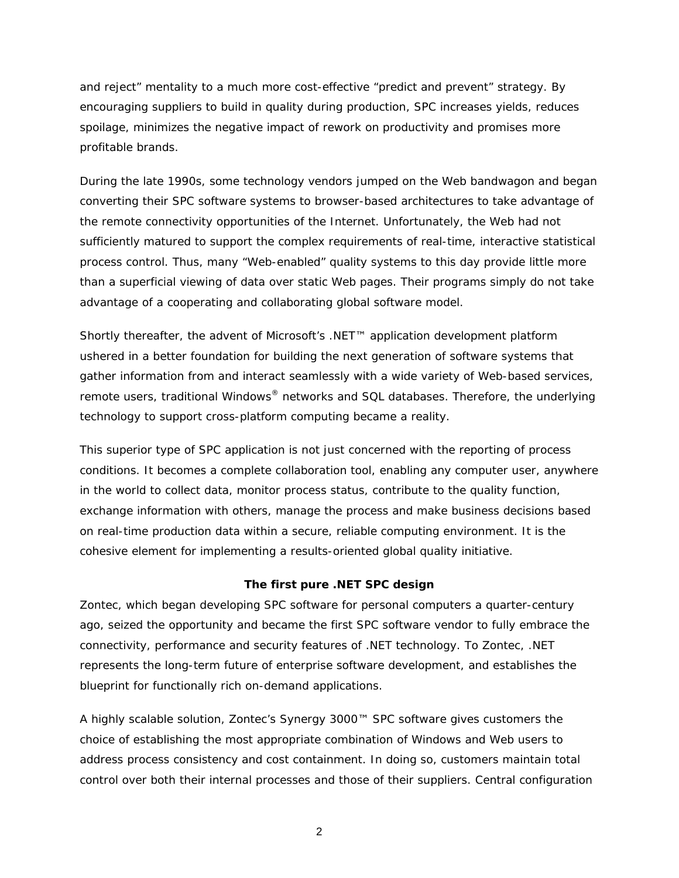and reject" mentality to a much more cost-effective "predict and prevent" strategy. By encouraging suppliers to build in quality during production, SPC increases yields, reduces spoilage, minimizes the negative impact of rework on productivity and promises more profitable brands.

During the late 1990s, some technology vendors jumped on the Web bandwagon and began converting their SPC software systems to browser-based architectures to take advantage of the remote connectivity opportunities of the Internet. Unfortunately, the Web had not sufficiently matured to support the complex requirements of real-time, interactive statistical process control. Thus, many "Web-enabled" quality systems to this day provide little more than a superficial viewing of data over static Web pages. Their programs simply do not take advantage of a cooperating and collaborating global software model.

Shortly thereafter, the advent of Microsoft's .NET™ application development platform ushered in a better foundation for building the next generation of software systems that gather information from and interact seamlessly with a wide variety of Web-based services, remote users, traditional Windows® networks and SQL databases. Therefore, the underlying technology to support cross-platform computing became a reality.

This superior type of SPC application is not just concerned with the reporting of process conditions. It becomes a complete collaboration tool, enabling any computer user, anywhere in the world to collect data, monitor process status, contribute to the quality function, exchange information with others, manage the process and make business decisions based on real-time production data within a secure, reliable computing environment. It is the cohesive element for implementing a results-oriented global quality initiative.

## The first pure .NET SPC design

Zontec, which began developing SPC software for personal computers a quarter-century ago, seized the opportunity and became the first SPC software vendor to fully embrace the connectivity, performance and security features of .NET technology. To Zontec, .NET represents the long-term future of enterprise software development, and establishes the blueprint for functionally rich on-demand applications.

A highly scalable solution, Zontec's Synergy 3000™ SPC software gives customers the choice of establishing the most appropriate combination of Windows and Web users to address process consistency and cost containment. In doing so, customers maintain total control over both their internal processes and those of their suppliers. Central configuration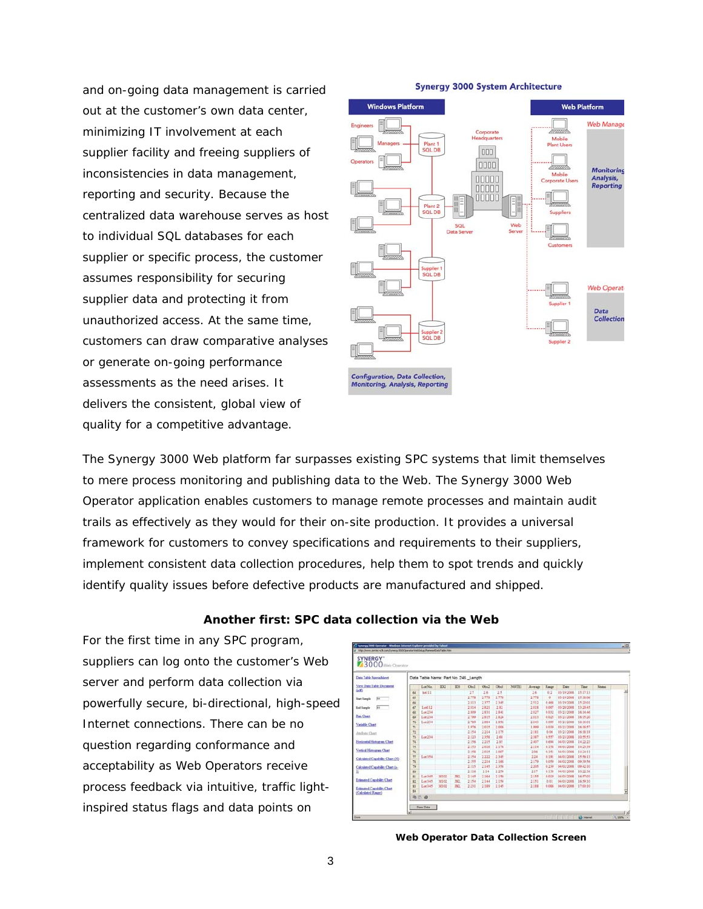and on-going data management is carried out at the customer's own data center, minimizing IT involvement at each supplier facility and freeing suppliers of inconsistencies in data management, reporting and security. Because the centralized data warehouse serves as host to individual SQL databases for each supplier or specific process, the customer assumes responsibility for securing supplier data and protecting it from unauthorized access. At the same time, customers can draw comparative analyses or generate on-going performance assessments as the need arises. It delivers the consistent, global view of quality for a competitive advantage.

**Synergy 3000 System Architecture**

The Synergy 3000 Web platform far surpasses existing SPC systems that limit themselves to mere process monitoring and publishing data to the Web. The Synergy 3000 Web Operator application enables customers to manage remote processes and maintain audit trails as effectively as they would for their on-site production. It provides a universal framework for customers to convey specifications and requirements to their suppliers, implement consistent data collection procedures, help them to spot trends and quickly identify quality issues before defective products are manufactured and shipped.

## Another first: SPC data collection via the Web

For the first time in any SPC program, suppliers can log onto the customer's Web server and perform data collection via powerfully secure, bi-directional, high-speed Internet connections. There can be no question regarding conformance and acceptability as Web Operators receive process feedback via intuitive, traffic light-inspired status flags and data points on

**Web Operator Data Collection Screen**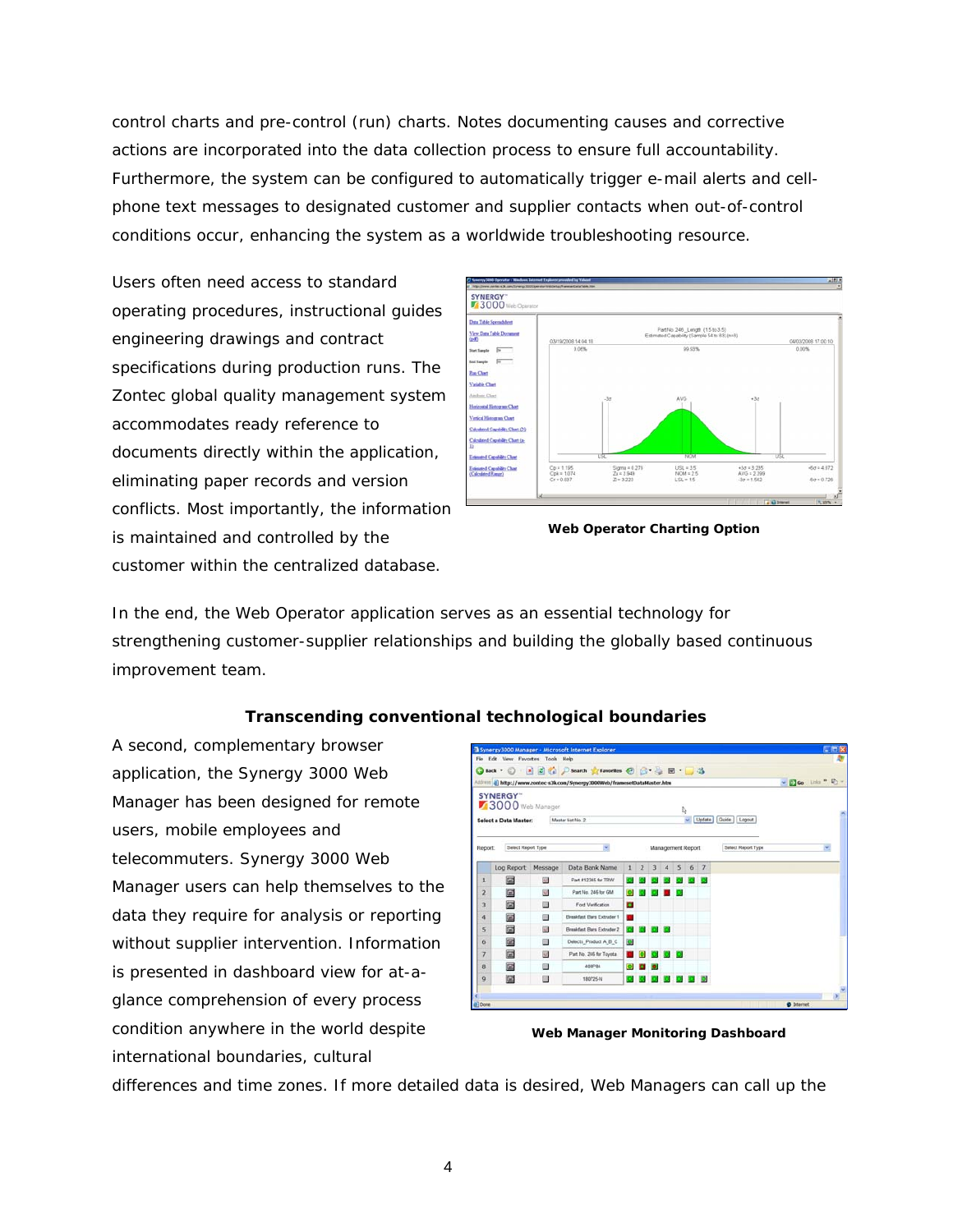control charts and pre-control (run) charts. Notes documenting causes and corrective actions are incorporated into the data collection process to ensure full accountability. Furthermore, the system can be configured to automatically trigger e-mail alerts and cell-phone text messages to designated customer and supplier contacts when out-of-control conditions occur, enhancing the system as a worldwide troubleshooting resource.

Users often need access to standard operating procedures, instructional guides engineering drawings and contract specifications during production runs. The Zontec global quality management system accommodates ready reference to documents directly within the application, eliminating paper records and version conflicts. Most importantly, the information is maintained and controlled by the customer within the centralized database.

**Web Operator Charting Option**

In the end, the Web Operator application serves as an essential technology for strengthening customer-supplier relationships and building the globally based continuous improvement team.

**Transcending conventional technological boundaries**

A second, complementary browser application, the Synergy 3000 Web Manager has been designed for remote users, mobile employees and telecommuters. Synergy 3000 Web Manager users can help themselves to the data they require for analysis or reporting without supplier intervention. Information is presented in dashboard view for at-a-glance comprehension of every process condition anywhere in the world despite international boundaries, cultural differences and time zones. If more detailed data is desired, Web Managers can call up the

**Web Manager Monitoring Dashboard**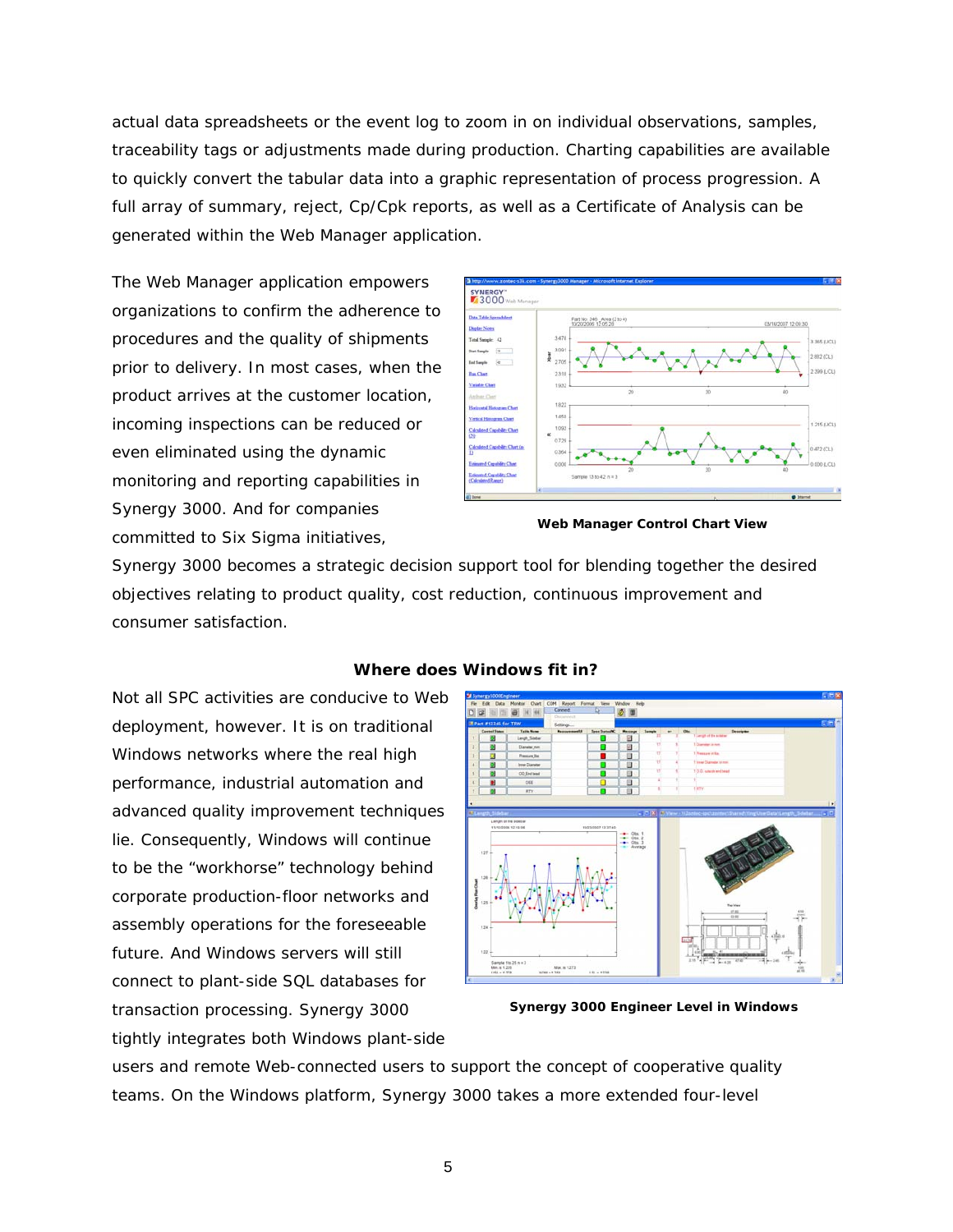actual data spreadsheets or the event log to zoom in on individual observations, samples, traceability tags or adjustments made during production. Charting capabilities are available to quickly convert the tabular data into a graphic representation of process progression. A full array of summary, reject, Cp/Cpk reports, as well as a Certificate of Analysis can be generated within the Web Manager application.

The Web Manager application empowers organizations to confirm the adherence to procedures and the quality of shipments prior to delivery. In most cases, when the product arrives at the customer location, incoming inspections can be reduced or even eliminated using the dynamic monitoring and reporting capabilities in Synergy 3000. And for companies committed to Six Sigma initiatives, Synergy 3000 becomes a strategic decision support tool for blending together the desired objectives relating to product quality, cost reduction, continuous improvement and consumer satisfaction.

**Web Manager Control Chart View**

## Where does Windows fit in?

Not all SPC activities are conducive to Web deployment, however. It is on traditional Windows networks where the real high performance, industrial automation and advanced quality improvement techniques lie. Consequently, Windows will continue to be the "workhorse" technology behind corporate production-floor networks and assembly operations for the foreseeable future. And Windows servers will still connect to plant-side SQL databases for transaction processing. Synergy 3000 tightly integrates both Windows plant-side users and remote Web-connected users to support the concept of cooperative quality teams. On the Windows platform, Synergy 3000 takes a more extended four-level

**Synergy 3000 Engineer Level in Windows**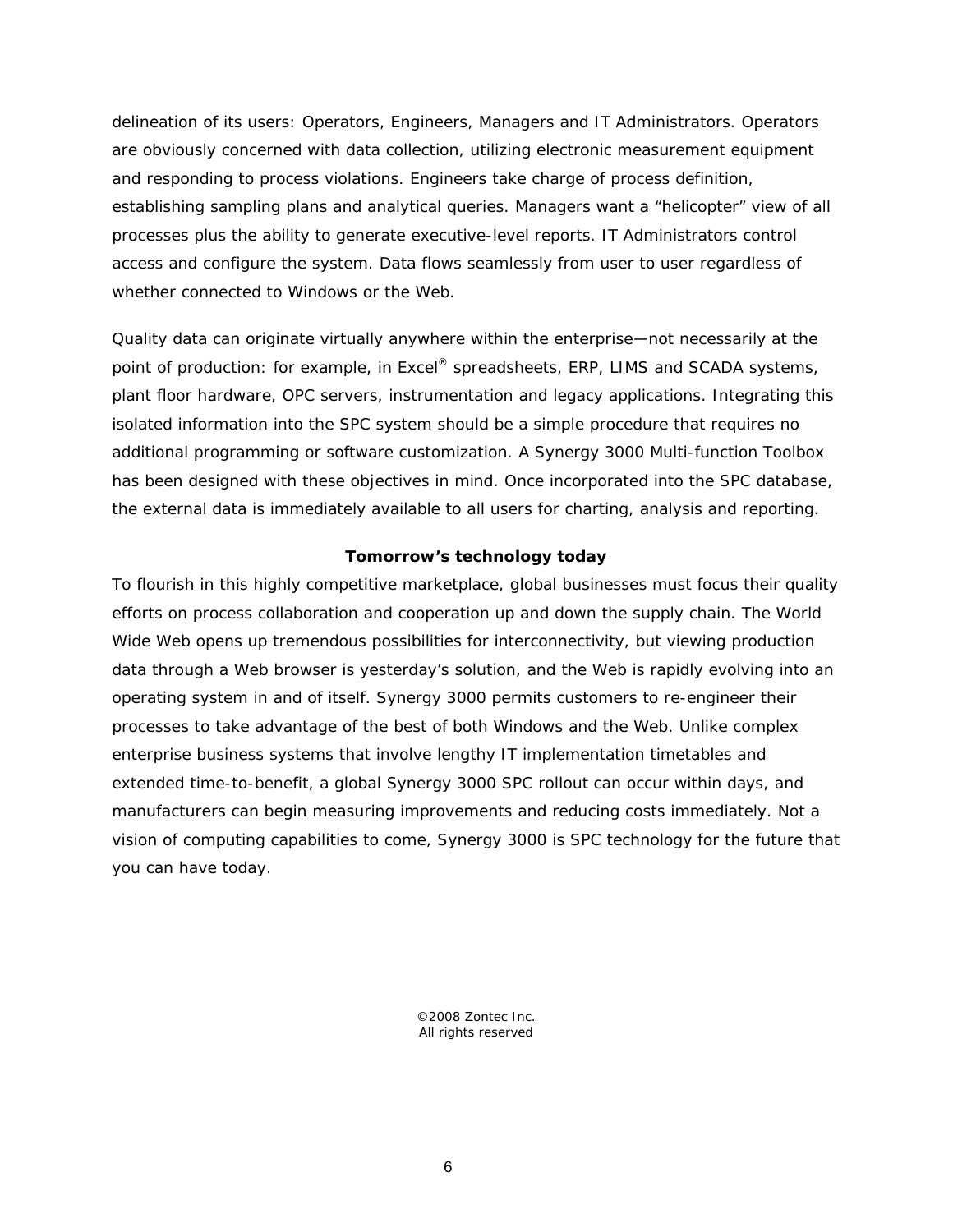delineation of its users: Operators, Engineers, Managers and IT Administrators. Operators are obviously concerned with data collection, utilizing electronic measurement equipment and responding to process violations. Engineers take charge of process definition, establishing sampling plans and analytical queries. Managers want a "helicopter" view of all processes plus the ability to generate executive-level reports. IT Administrators control access and configure the system. Data flows seamlessly from user to user regardless of whether connected to Windows or the Web.

Quality data can originate virtually anywhere within the enterprise—not necessarily at the point of production: for example, in Excel® spreadsheets, ERP, LIMS and SCADA systems, plant floor hardware, OPC servers, instrumentation and legacy applications. Integrating this isolated information into the SPC system should be a simple procedure that requires no additional programming or software customization. A Synergy 3000 Multi-function Toolbox has been designed with these objectives in mind. Once incorporated into the SPC database, the external data is immediately available to all users for charting, analysis and reporting.

**Tomorrow's technology today**

To flourish in this highly competitive marketplace, global businesses must focus their quality efforts on process collaboration and cooperation up and down the supply chain. The World Wide Web opens up tremendous possibilities for interconnectivity, but viewing production data through a Web browser is yesterday's solution, and the Web is rapidly evolving into an operating system in and of itself. Synergy 3000 permits customers to re-engineer their processes to take advantage of the best of both Windows and the Web. Unlike complex enterprise business systems that involve lengthy IT implementation timetables and extended time-to-benefit, a global Synergy 3000 SPC rollout can occur within days, and manufacturers can begin measuring improvements and reducing costs immediately. Not a vision of computing capabilities to come, Synergy 3000 is SPC technology for the future that you can have today.

©2008 Zontec Inc.
All rights reserved